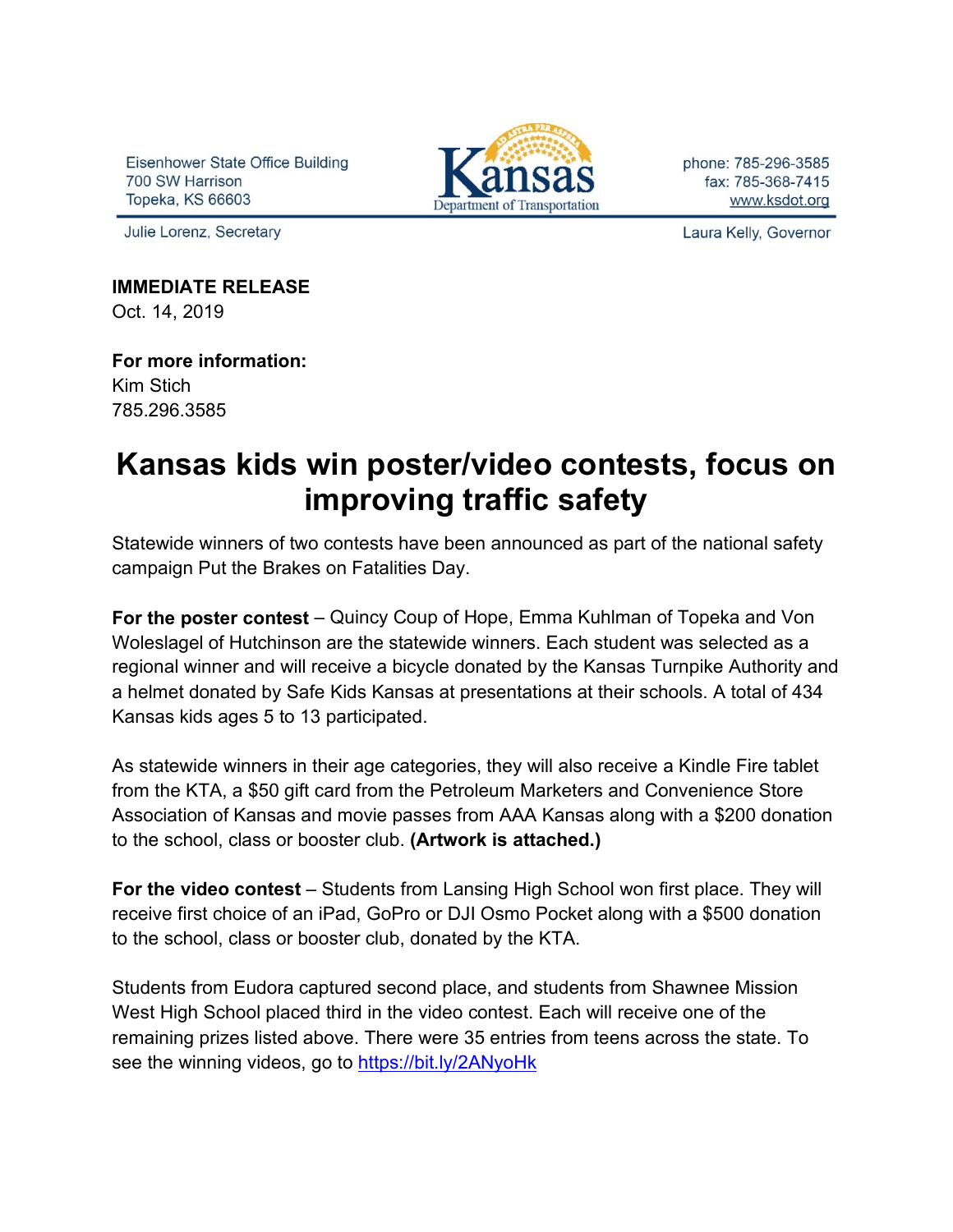Eisenhower State Office Building
700 SW Harrison
Topeka, KS 66603

Kansas Department of Transportation

phone: 785-296-3585
fax: 785-368-7415
www.ksdot.org

Julie Lorenz, Secretary

Laura Kelly, Governor

**IMMEDIATE RELEASE**
Oct. 14, 2019

**For more information:**
Kim Stich
785.296.3585

# Kansas kids win poster/video contests, focus on improving traffic safety

Statewide winners of two contests have been announced as part of the national safety campaign Put the Brakes on Fatalities Day.

**For the poster contest** – Quincy Coup of Hope, Emma Kuhlman of Topeka and Von Woleslagel of Hutchinson are the statewide winners. Each student was selected as a regional winner and will receive a bicycle donated by the Kansas Turnpike Authority and a helmet donated by Safe Kids Kansas at presentations at their schools. A total of 434 Kansas kids ages 5 to 13 participated.

As statewide winners in their age categories, they will also receive a Kindle Fire tablet from the KTA, a $50 gift card from the Petroleum Marketers and Convenience Store Association of Kansas and movie passes from AAA Kansas along with a $200 donation to the school, class or booster club. **(Artwork is attached.)**

**For the video contest** – Students from Lansing High School won first place. They will receive first choice of an iPad, GoPro or DJI Osmo Pocket along with a $500 donation to the school, class or booster club, donated by the KTA.

Students from Eudora captured second place, and students from Shawnee Mission West High School placed third in the video contest. Each will receive one of the remaining prizes listed above. There were 35 entries from teens across the state. To see the winning videos, go to https://bit.ly/2ANyoHk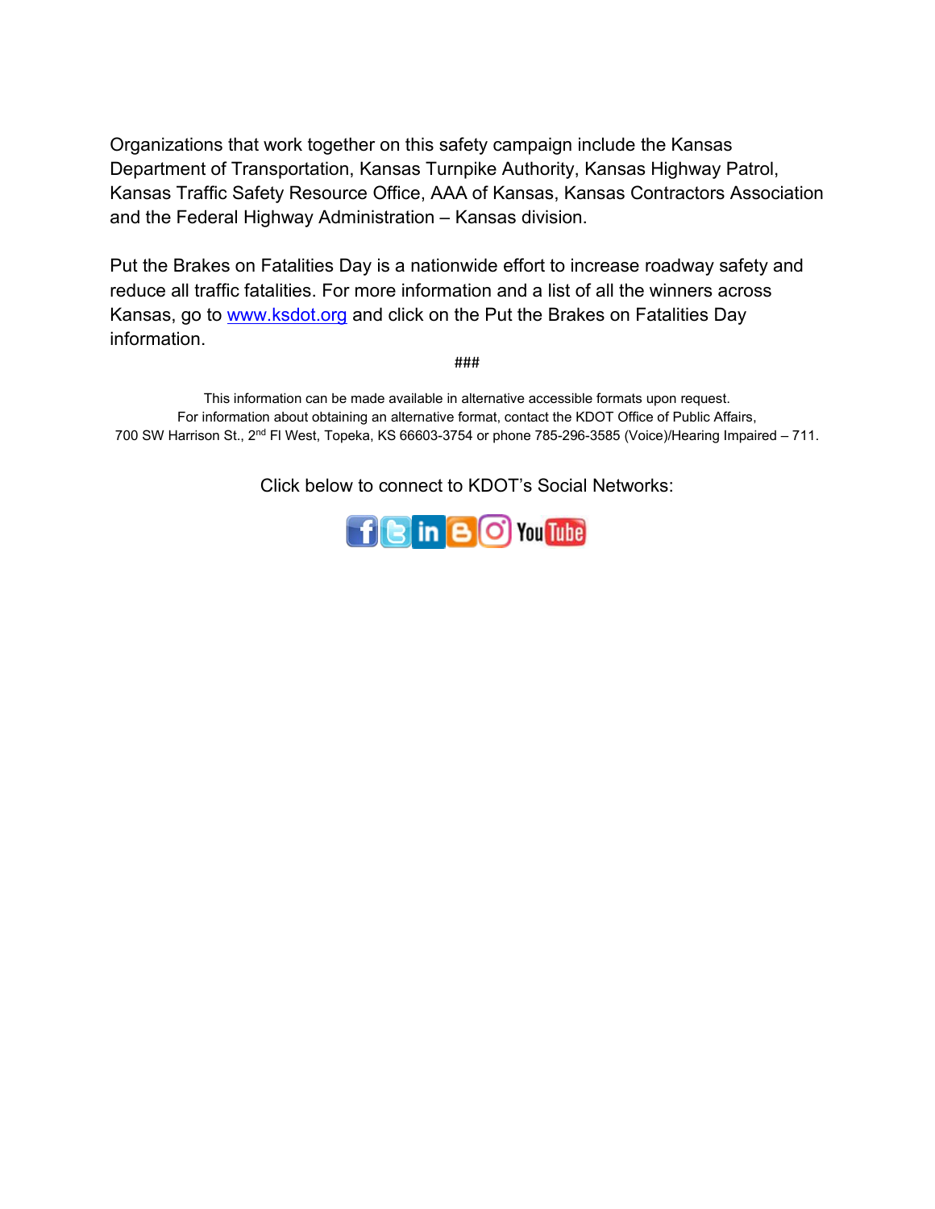Organizations that work together on this safety campaign include the Kansas Department of Transportation, Kansas Turnpike Authority, Kansas Highway Patrol, Kansas Traffic Safety Resource Office, AAA of Kansas, Kansas Contractors Association and the Federal Highway Administration – Kansas division.

Put the Brakes on Fatalities Day is a nationwide effort to increase roadway safety and reduce all traffic fatalities. For more information and a list of all the winners across Kansas, go to [www.ksdot.org](http://www.ksdot.org) and click on the Put the Brakes on Fatalities Day information.

###

This information can be made available in alternative accessible formats upon request.
For information about obtaining an alternative format, contact the KDOT Office of Public Affairs,
700 SW Harrison St., 2nd Fl West, Topeka, KS 66603-3754 or phone 785-296-3585 (Voice)/Hearing Impaired – 711.

Click below to connect to KDOT's Social Networks: